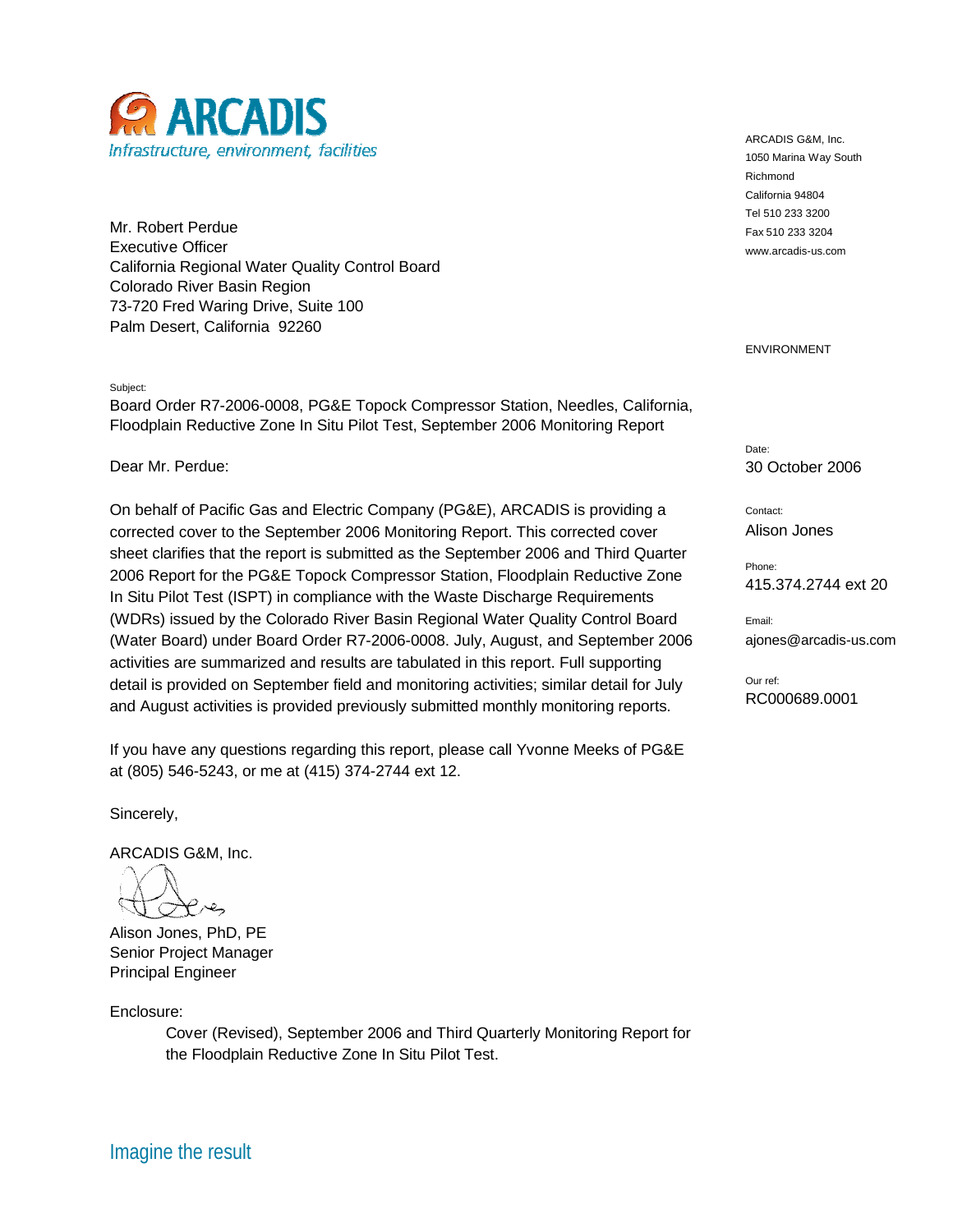ARCADIS

Infrastructure, environment, facilities

ARCADIS G&M, Inc.
1050 Marina Way South
Richmond
California 94804
Tel 510 233 3200
Fax 510 233 3204
www.arcadis-us.com

ENVIRONMENT

Mr. Robert Perdue
Executive Officer
California Regional Water Quality Control Board
Colorado River Basin Region
73-720 Fred Waring Drive, Suite 100
Palm Desert, California 92260

Subject:
Board Order R7-2006-0008, PG&E Topock Compressor Station, Needles, California, Floodplain Reductive Zone In Situ Pilot Test, September 2006 Monitoring Report

Date:
30 October 2006

Contact:
Alison Jones

Phone:
415.374.2744 ext 20

Email:
ajones@arcadis-us.com

Our ref:
RC000689.0001

Dear Mr. Perdue:

On behalf of Pacific Gas and Electric Company (PG&E), ARCADIS is providing a corrected cover to the September 2006 Monitoring Report. This corrected cover sheet clarifies that the report is submitted as the September 2006 and Third Quarter 2006 Report for the PG&E Topock Compressor Station, Floodplain Reductive Zone In Situ Pilot Test (ISPT) in compliance with the Waste Discharge Requirements (WDRs) issued by the Colorado River Basin Regional Water Quality Control Board (Water Board) under Board Order R7-2006-0008. July, August, and September 2006 activities are summarized and results are tabulated in this report. Full supporting detail is provided on September field and monitoring activities; similar detail for July and August activities is provided previously submitted monthly monitoring reports.

If you have any questions regarding this report, please call Yvonne Meeks of PG&E at (805) 546-5243, or me at (415) 374-2744 ext 12.

Sincerely,

ARCADIS G&M, Inc.

Alison Jones, PhD, PE
Senior Project Manager
Principal Engineer

Enclosure:

Cover (Revised), September 2006 and Third Quarterly Monitoring Report for the Floodplain Reductive Zone In Situ Pilot Test.

Imagine the result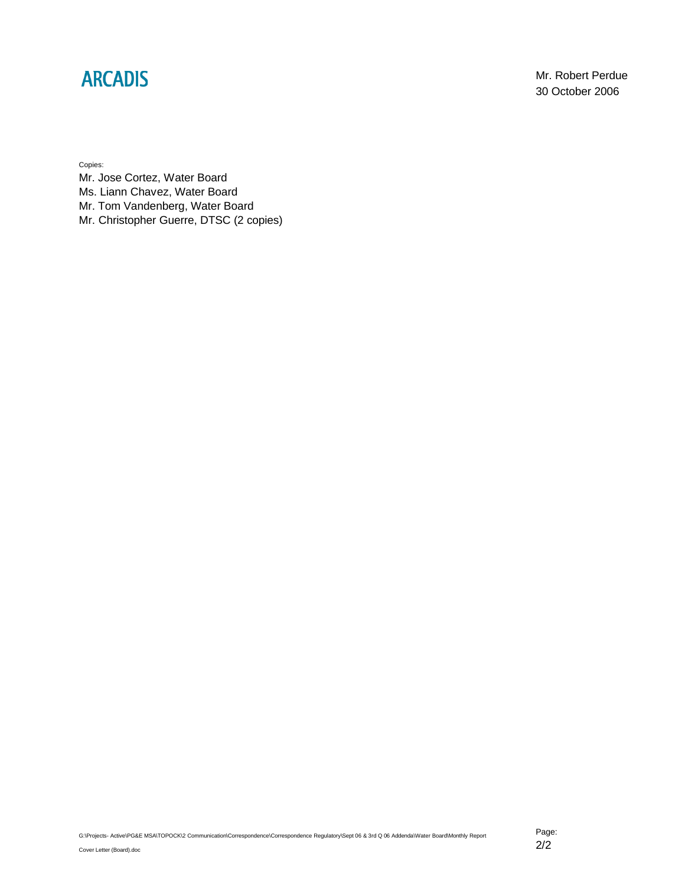Copies:

Mr. Jose Cortez, Water Board
Ms. Liann Chavez, Water Board
Mr. Tom Vandenberg, Water Board
Mr. Christopher Guerre, DTSC (2 copies)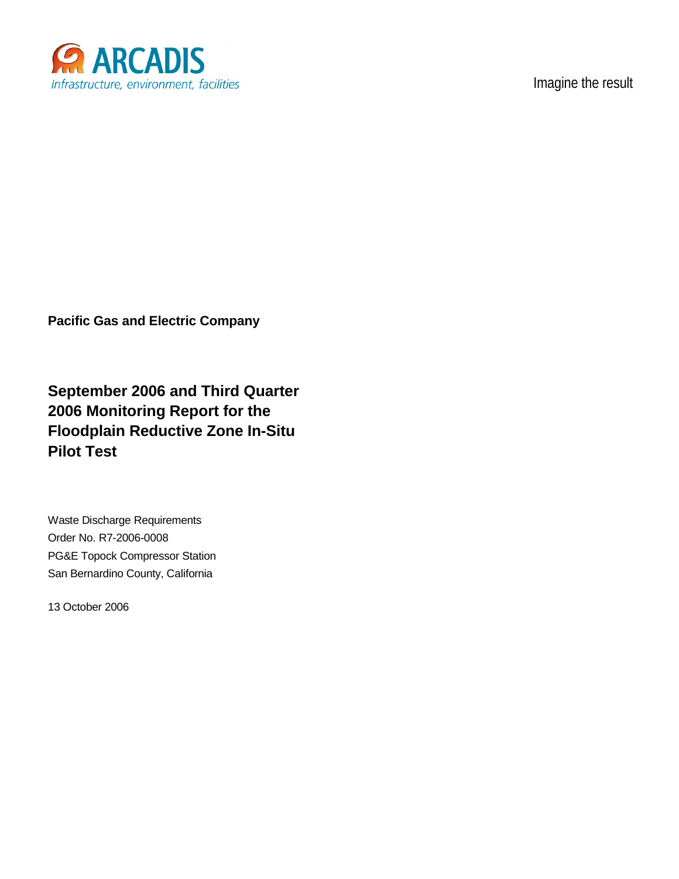ARCADIS

*Infrastructure, environment, facilities*

Imagine the result

**Pacific Gas and Electric Company**

# September 2006 and Third Quarter 2006 Monitoring Report for the Floodplain Reductive Zone In-Situ Pilot Test

Waste Discharge Requirements
Order No. R7-2006-0008
PG&E Topock Compressor Station
San Bernardino County, California

13 October 2006